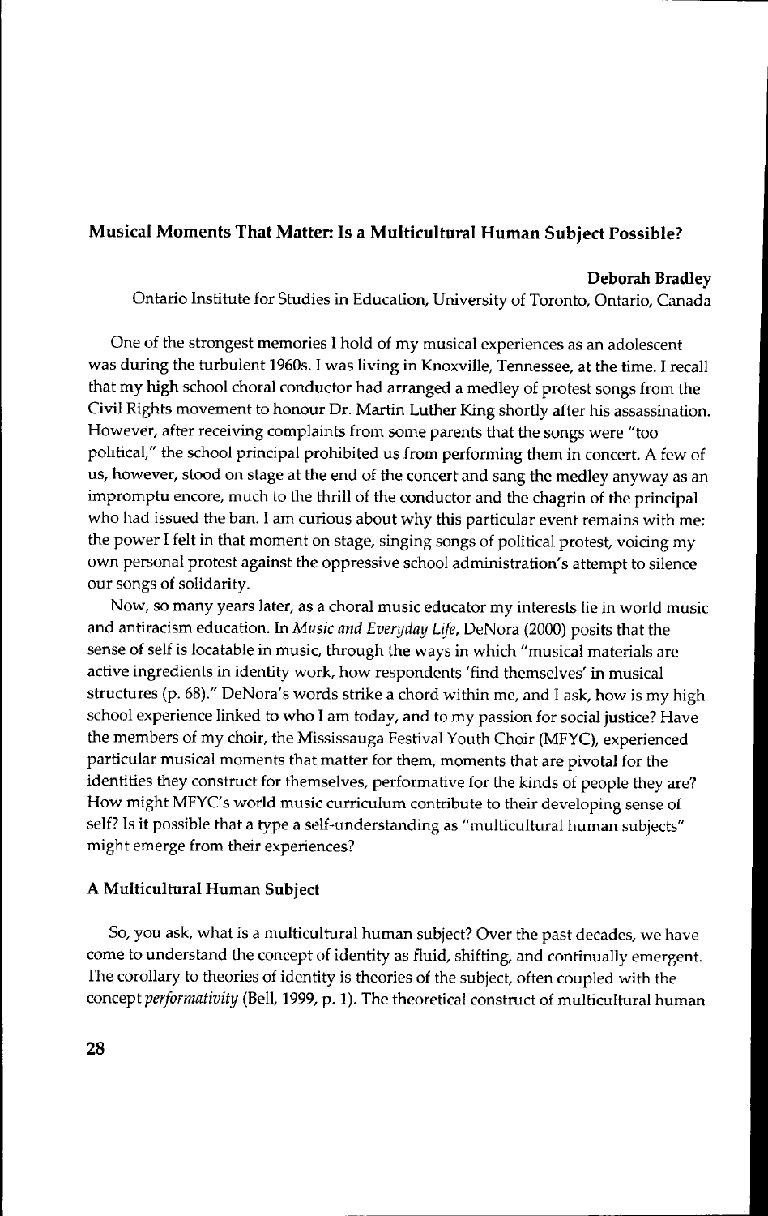## Musical Moments That Matter: Is a Multicultural Human Subject Possible?

**Deborah Bradley**
Ontario Institute for Studies in Education, University of Toronto, Ontario, Canada

One of the strongest memories I hold of my musical experiences as an adolescent was during the turbulent 1960s. I was living in Knoxville, Tennessee, at the time. I recall that my high school choral conductor had arranged a medley of protest songs from the Civil Rights movement to honour Dr. Martin Luther King shortly after his assassination. However, after receiving complaints from some parents that the songs were "too political," the school principal prohibited us from performing them in concert. A few of us, however, stood on stage at the end of the concert and sang the medley anyway as an impromptu encore, much to the thrill of the conductor and the chagrin of the principal who had issued the ban. I am curious about why this particular event remains with me: the power I felt in that moment on stage, singing songs of political protest, voicing my own personal protest against the oppressive school administration's attempt to silence our songs of solidarity.

Now, so many years later, as a choral music educator my interests lie in world music and antiracism education. In *Music and Everyday Life*, DeNora (2000) posits that the sense of self is locatable in music, through the ways in which "musical materials are active ingredients in identity work, how respondents 'find themselves' in musical structures (p. 68)." DeNora's words strike a chord within me, and I ask, how is my high school experience linked to who I am today, and to my passion for social justice? Have the members of my choir, the Mississauga Festival Youth Choir (MFYC), experienced particular musical moments that matter for them, moments that are pivotal for the identities they construct for themselves, performative for the kinds of people they are? How might MFYC's world music curriculum contribute to their developing sense of self? Is it possible that a type a self-understanding as "multicultural human subjects" might emerge from their experiences?

### A Multicultural Human Subject

So, you ask, what is a multicultural human subject? Over the past decades, we have come to understand the concept of identity as fluid, shifting, and continually emergent. The corollary to theories of identity is theories of the subject, often coupled with the concept *performativity* (Bell, 1999, p. 1). The theoretical construct of multicultural human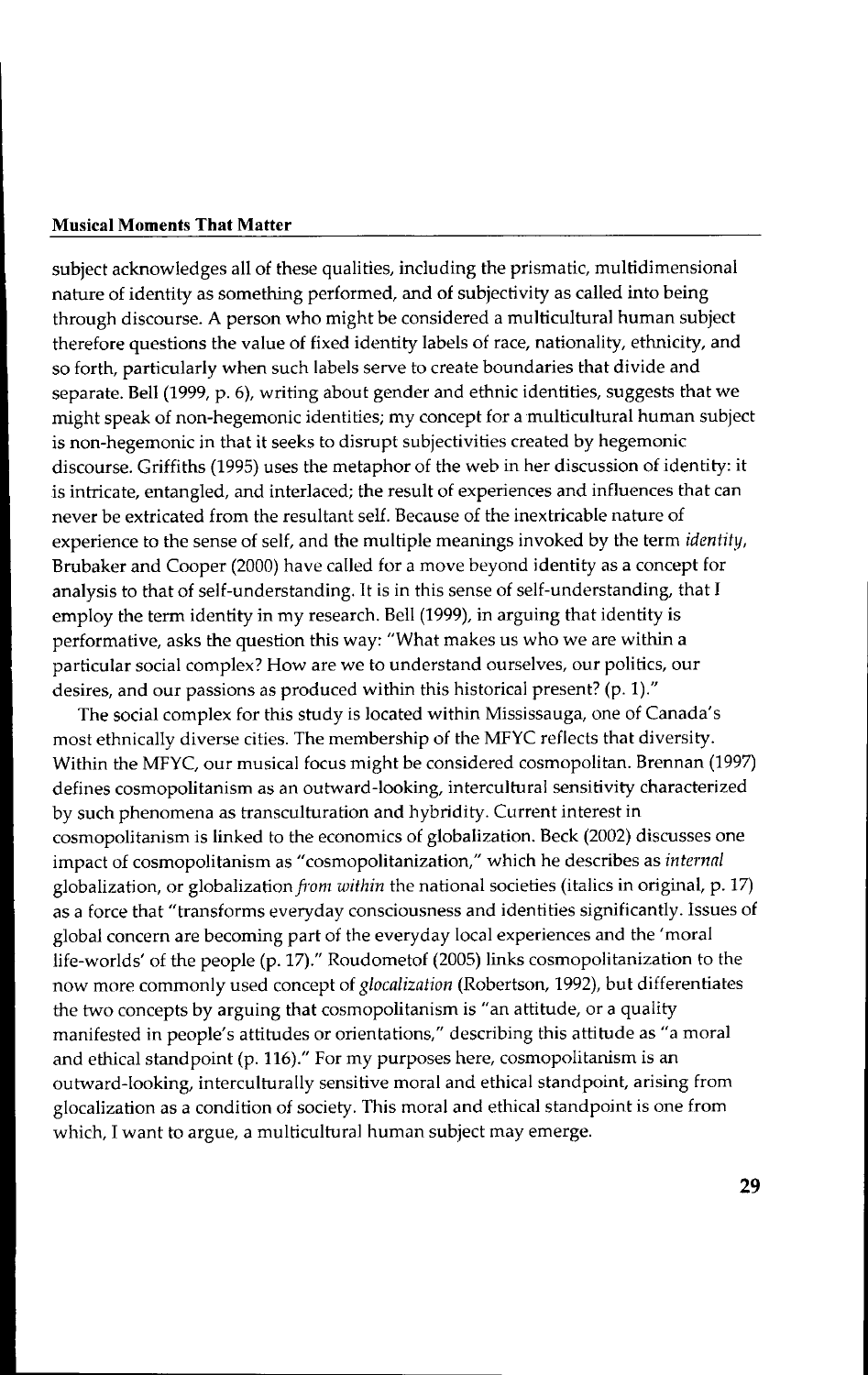subject acknowledges all of these qualities, including the prismatic, multidimensional nature of identity as something performed, and of subjectivity as called into being through discourse. A person who might be considered a multicultural human subject therefore questions the value of fixed identity labels of race, nationality, ethnicity, and so forth, particularly when such labels serve to create boundaries that divide and separate. Bell (1999, p. 6), writing about gender and ethnic identities, suggests that we might speak of non-hegemonic identities; my concept for a multicultural human subject is non-hegemonic in that it seeks to disrupt subjectivities created by hegemonic discourse. Griffiths (1995) uses the metaphor of the web in her discussion of identity: it is intricate, entangled, and interlaced; the result of experiences and influences that can never be extricated from the resultant self. Because of the inextricable nature of experience to the sense of self, and the multiple meanings invoked by the term *identity*, Brubaker and Cooper (2000) have called for a move beyond identity as a concept for analysis to that of self-understanding. It is in this sense of self-understanding, that I employ the term identity in my research. Bell (1999), in arguing that identity is performative, asks the question this way: "What makes us who we are within a particular social complex? How are we to understand ourselves, our politics, our desires, and our passions as produced within this historical present? (p. 1)."

The social complex for this study is located within Mississauga, one of Canada's most ethnically diverse cities. The membership of the MFYC reflects that diversity. Within the MFYC, our musical focus might be considered cosmopolitan. Brennan (1997) defines cosmopolitanism as an outward-looking, intercultural sensitivity characterized by such phenomena as transculturation and hybridity. Current interest in cosmopolitanism is linked to the economics of globalization. Beck (2002) discusses one impact of cosmopolitanism as "cosmopolitanization," which he describes as *internal* globalization, or globalization *from within* the national societies (italics in original, p. 17) as a force that "transforms everyday consciousness and identities significantly. Issues of global concern are becoming part of the everyday local experiences and the 'moral life-worlds' of the people (p. 17)." Roudometof (2005) links cosmopolitanization to the now more commonly used concept of *glocalization* (Robertson, 1992), but differentiates the two concepts by arguing that cosmopolitanism is "an attitude, or a quality manifested in people's attitudes or orientations," describing this attitude as "a moral and ethical standpoint (p. 116)." For my purposes here, cosmopolitanism is an outward-looking, interculturally sensitive moral and ethical standpoint, arising from glocalization as a condition of society. This moral and ethical standpoint is one from which, I want to argue, a multicultural human subject may emerge.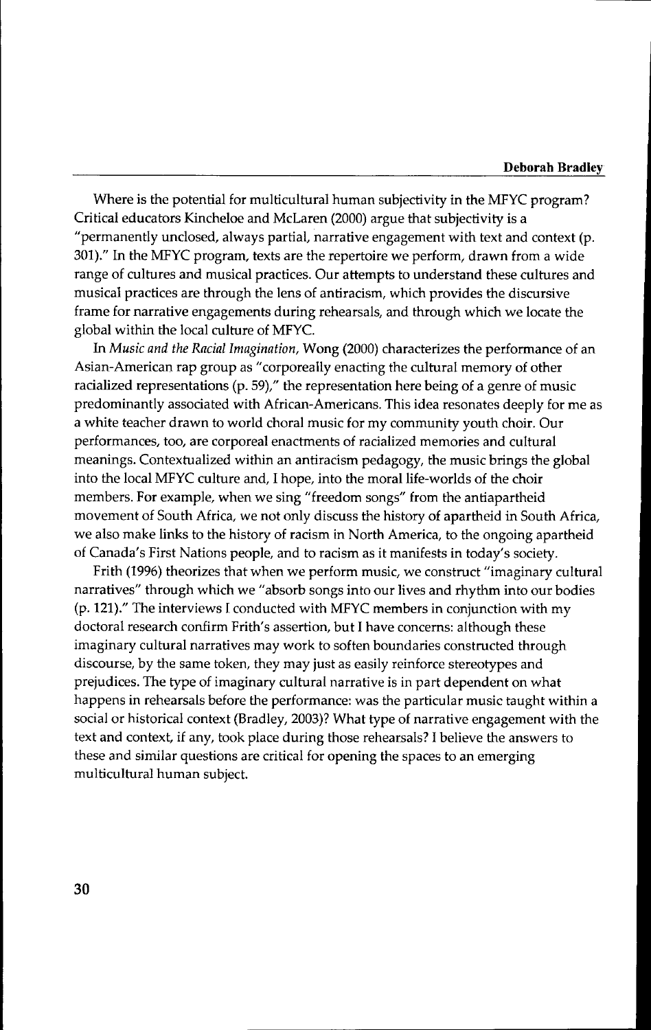Where is the potential for multicultural human subjectivity in the MFYC program? Critical educators Kincheloe and McLaren (2000) argue that subjectivity is a "permanently unclosed, always partial, narrative engagement with text and context (p. 301)." In the MFYC program, texts are the repertoire we perform, drawn from a wide range of cultures and musical practices. Our attempts to understand these cultures and musical practices are through the lens of antiracism, which provides the discursive frame for narrative engagements during rehearsals, and through which we locate the global within the local culture of MFYC.

In *Music and the Racial Imagination*, Wong (2000) characterizes the performance of an Asian-American rap group as "corporeally enacting the cultural memory of other racialized representations (p. 59)," the representation here being of a genre of music predominantly associated with African-Americans. This idea resonates deeply for me as a white teacher drawn to world choral music for my community youth choir. Our performances, too, are corporeal enactments of racialized memories and cultural meanings. Contextualized within an antiracism pedagogy, the music brings the global into the local MFYC culture and, I hope, into the moral life-worlds of the choir members. For example, when we sing "freedom songs" from the antiapartheid movement of South Africa, we not only discuss the history of apartheid in South Africa, we also make links to the history of racism in North America, to the ongoing apartheid of Canada's First Nations people, and to racism as it manifests in today's society.

Frith (1996) theorizes that when we perform music, we construct "imaginary cultural narratives" through which we "absorb songs into our lives and rhythm into our bodies (p. 121)." The interviews I conducted with MFYC members in conjunction with my doctoral research confirm Frith's assertion, but I have concerns: although these imaginary cultural narratives may work to soften boundaries constructed through discourse, by the same token, they may just as easily reinforce stereotypes and prejudices. The type of imaginary cultural narrative is in part dependent on what happens in rehearsals before the performance: was the particular music taught within a social or historical context (Bradley, 2003)? What type of narrative engagement with the text and context, if any, took place during those rehearsals? I believe the answers to these and similar questions are critical for opening the spaces to an emerging multicultural human subject.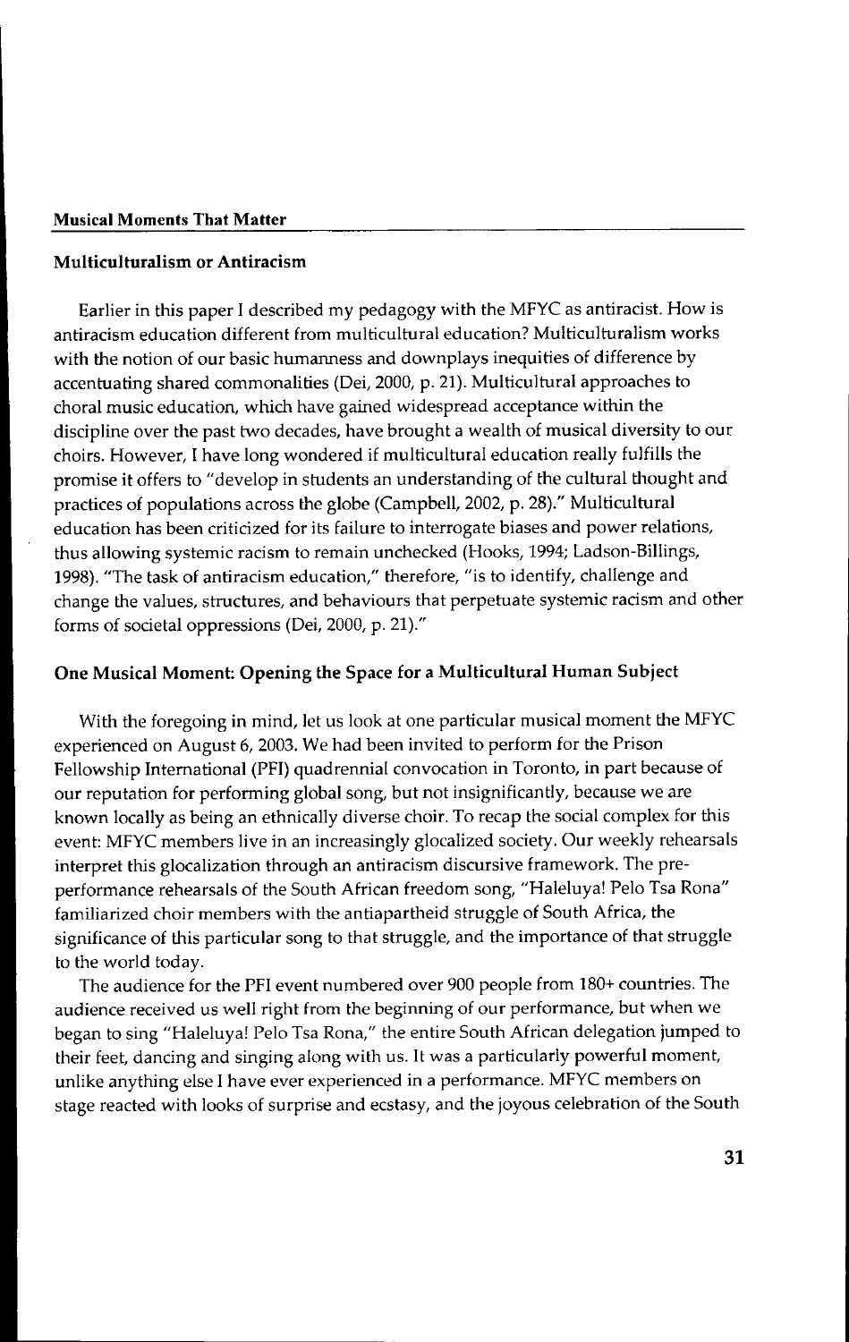## Multiculturalism or Antiracism

Earlier in this paper I described my pedagogy with the MFYC as antiracist. How is antiracism education different from multicultural education? Multiculturalism works with the notion of our basic humanness and downplays inequities of difference by accentuating shared commonalities (Dei, 2000, p. 21). Multicultural approaches to choral music education, which have gained widespread acceptance within the discipline over the past two decades, have brought a wealth of musical diversity to our choirs. However, I have long wondered if multicultural education really fulfills the promise it offers to "develop in students an understanding of the cultural thought and practices of populations across the globe (Campbell, 2002, p. 28)." Multicultural education has been criticized for its failure to interrogate biases and power relations, thus allowing systemic racism to remain unchecked (Hooks, 1994; Ladson-Billings, 1998). "The task of antiracism education," therefore, "is to identify, challenge and change the values, structures, and behaviours that perpetuate systemic racism and other forms of societal oppressions (Dei, 2000, p. 21)."

## One Musical Moment: Opening the Space for a Multicultural Human Subject

With the foregoing in mind, let us look at one particular musical moment the MFYC experienced on August 6, 2003. We had been invited to perform for the Prison Fellowship International (PFI) quadrennial convocation in Toronto, in part because of our reputation for performing global song, but not insignificantly, because we are known locally as being an ethnically diverse choir. To recap the social complex for this event: MFYC members live in an increasingly glocalized society. Our weekly rehearsals interpret this glocalization through an antiracism discursive framework. The pre-performance rehearsals of the South African freedom song, "Haleluya! Pelo Tsa Rona" familiarized choir members with the antiapartheid struggle of South Africa, the significance of this particular song to that struggle, and the importance of that struggle to the world today.

The audience for the PFI event numbered over 900 people from 180+ countries. The audience received us well right from the beginning of our performance, but when we began to sing "Haleluya! Pelo Tsa Rona," the entire South African delegation jumped to their feet, dancing and singing along with us. It was a particularly powerful moment, unlike anything else I have ever experienced in a performance. MFYC members on stage reacted with looks of surprise and ecstasy, and the joyous celebration of the South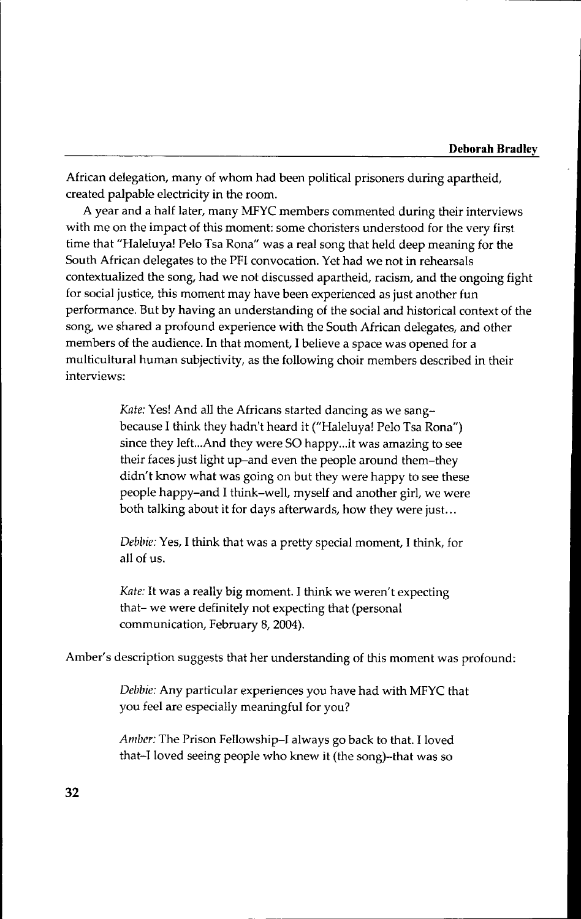African delegation, many of whom had been political prisoners during apartheid, created palpable electricity in the room.

A year and a half later, many MFYC members commented during their interviews with me on the impact of this moment: some choristers understood for the very first time that "Haleluya! Pelo Tsa Rona" was a real song that held deep meaning for the South African delegates to the PFI convocation. Yet had we not in rehearsals contextualized the song, had we not discussed apartheid, racism, and the ongoing fight for social justice, this moment may have been experienced as just another fun performance. But by having an understanding of the social and historical context of the song, we shared a profound experience with the South African delegates, and other members of the audience. In that moment, I believe a space was opened for a multicultural human subjectivity, as the following choir members described in their interviews:

> *Kate:* Yes! And all the Africans started dancing as we sang–because I think they hadn't heard it ("Haleluya! Pelo Tsa Rona") since they left...And they were SO happy...it was amazing to see their faces just light up–and even the people around them–they didn't know what was going on but they were happy to see these people happy–and I think–well, myself and another girl, we were both talking about it for days afterwards, how they were just...
>
> *Debbie:* Yes, I think that was a pretty special moment, I think, for all of us.
>
> *Kate:* It was a really big moment. I think we weren't expecting that– we were definitely not expecting that (personal communication, February 8, 2004).

Amber's description suggests that her understanding of this moment was profound:

> *Debbie:* Any particular experiences you have had with MFYC that you feel are especially meaningful for you?
>
> *Amber:* The Prison Fellowship–I always go back to that. I loved that–I loved seeing people who knew it (the song)–that was so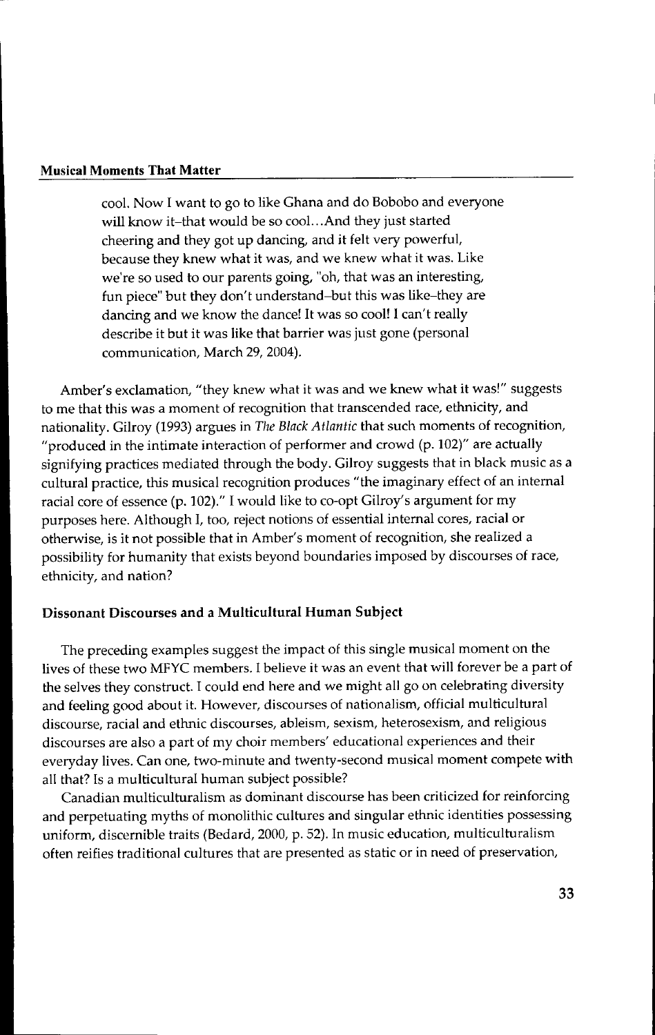> cool. Now I want to go to like Ghana and do Bobobo and everyone will know it–that would be so cool…And they just started cheering and they got up dancing, and it felt very powerful, because they knew what it was, and we knew what it was. Like we're so used to our parents going, "oh, that was an interesting, fun piece" but they don't understand–but this was like–they are dancing and we know the dance! It was so cool! I can't really describe it but it was like that barrier was just gone (personal communication, March 29, 2004).

Amber's exclamation, "they knew what it was and we knew what it was!" suggests to me that this was a moment of recognition that transcended race, ethnicity, and nationality. Gilroy (1993) argues in *The Black Atlantic* that such moments of recognition, "produced in the intimate interaction of performer and crowd (p. 102)" are actually signifying practices mediated through the body. Gilroy suggests that in black music as a cultural practice, this musical recognition produces "the imaginary effect of an internal racial core of essence (p. 102)." I would like to co-opt Gilroy's argument for my purposes here. Although I, too, reject notions of essential internal cores, racial or otherwise, is it not possible that in Amber's moment of recognition, she realized a possibility for humanity that exists beyond boundaries imposed by discourses of race, ethnicity, and nation?

### Dissonant Discourses and a Multicultural Human Subject

The preceding examples suggest the impact of this single musical moment on the lives of these two MFYC members. I believe it was an event that will forever be a part of the selves they construct. I could end here and we might all go on celebrating diversity and feeling good about it. However, discourses of nationalism, official multicultural discourse, racial and ethnic discourses, ableism, sexism, heterosexism, and religious discourses are also a part of my choir members' educational experiences and their everyday lives. Can one, two-minute and twenty-second musical moment compete with all that? Is a multicultural human subject possible?

Canadian multiculturalism as dominant discourse has been criticized for reinforcing and perpetuating myths of monolithic cultures and singular ethnic identities possessing uniform, discernible traits (Bedard, 2000, p. 52). In music education, multiculturalism often reifies traditional cultures that are presented as static or in need of preservation,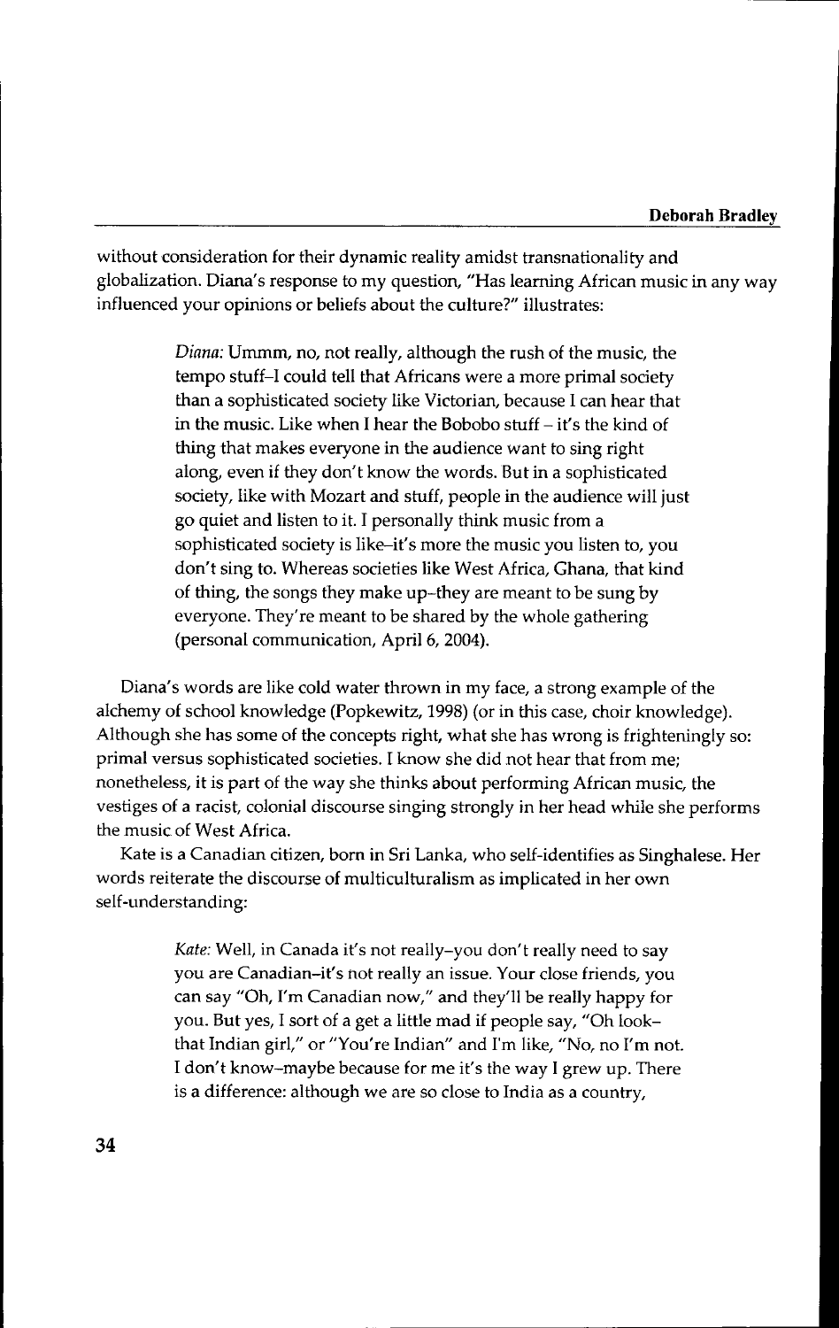without consideration for their dynamic reality amidst transnationality and globalization. Diana's response to my question, "Has learning African music in any way influenced your opinions or beliefs about the culture?" illustrates:

> *Diana:* Ummm, no, not really, although the rush of the music, the tempo stuff–I could tell that Africans were a more primal society than a sophisticated society like Victorian, because I can hear that in the music. Like when I hear the Bobobo stuff – it's the kind of thing that makes everyone in the audience want to sing right along, even if they don't know the words. But in a sophisticated society, like with Mozart and stuff, people in the audience will just go quiet and listen to it. I personally think music from a sophisticated society is like–it's more the music you listen to, you don't sing to. Whereas societies like West Africa, Ghana, that kind of thing, the songs they make up–they are meant to be sung by everyone. They're meant to be shared by the whole gathering (personal communication, April 6, 2004).

Diana's words are like cold water thrown in my face, a strong example of the alchemy of school knowledge (Popkewitz, 1998) (or in this case, choir knowledge). Although she has some of the concepts right, what she has wrong is frighteningly so: primal versus sophisticated societies. I know she did not hear that from me; nonetheless, it is part of the way she thinks about performing African music, the vestiges of a racist, colonial discourse singing strongly in her head while she performs the music of West Africa.

Kate is a Canadian citizen, born in Sri Lanka, who self-identifies as Singhalese. Her words reiterate the discourse of multiculturalism as implicated in her own self-understanding:

> *Kate:* Well, in Canada it's not really–you don't really need to say you are Canadian–it's not really an issue. Your close friends, you can say "Oh, I'm Canadian now," and they'll be really happy for you. But yes, I sort of a get a little mad if people say, "Oh look–that Indian girl," or "You're Indian" and I'm like, "No, no I'm not. I don't know–maybe because for me it's the way I grew up. There is a difference: although we are so close to India as a country,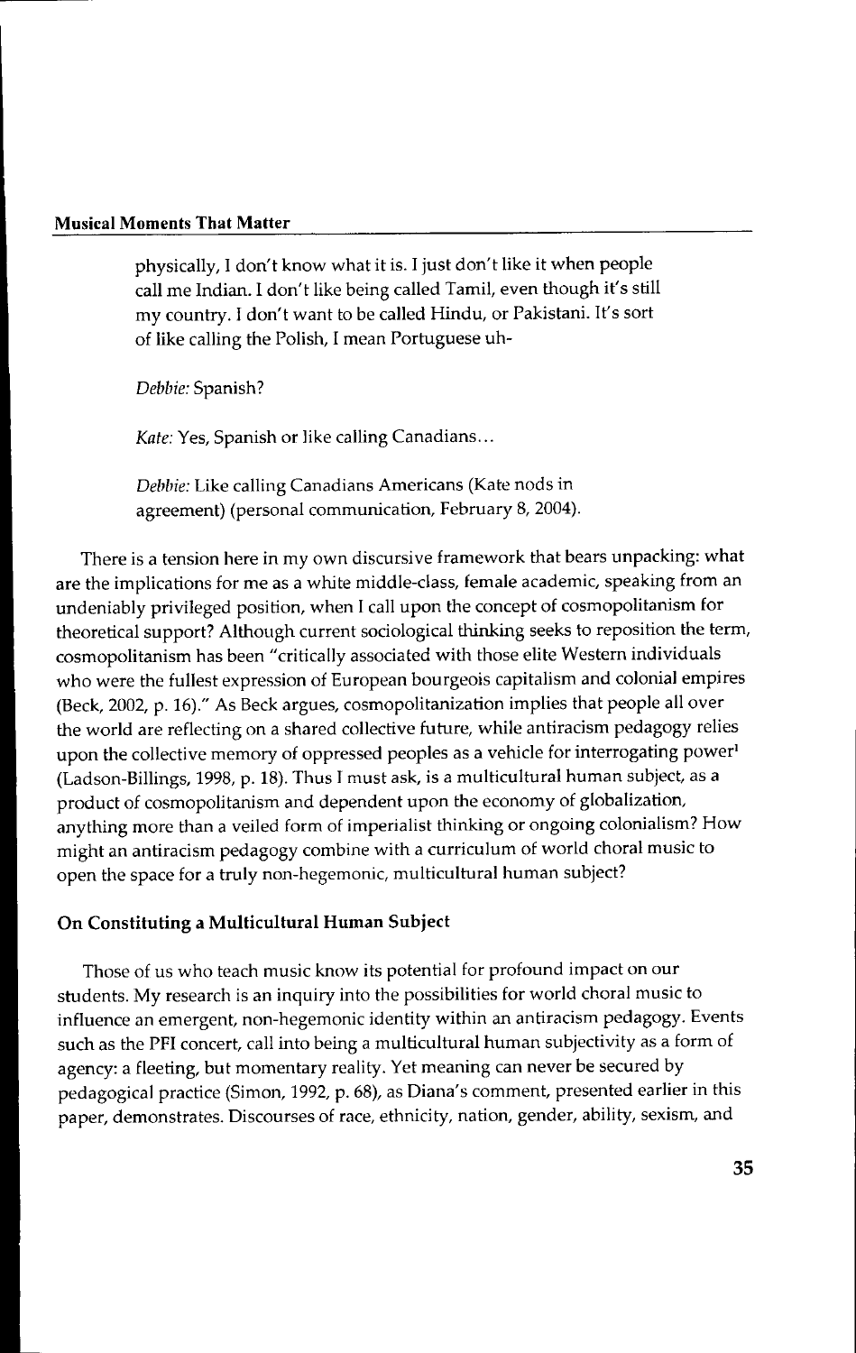physically, I don't know what it is. I just don't like it when people call me Indian. I don't like being called Tamil, even though it's still my country. I don't want to be called Hindu, or Pakistani. It's sort of like calling the Polish, I mean Portuguese uh-

*Debbie:* Spanish?

*Kate:* Yes, Spanish or like calling Canadians...

*Debbie:* Like calling Canadians Americans (Kate nods in agreement) (personal communication, February 8, 2004).

There is a tension here in my own discursive framework that bears unpacking: what are the implications for me as a white middle-class, female academic, speaking from an undeniably privileged position, when I call upon the concept of cosmopolitanism for theoretical support? Although current sociological thinking seeks to reposition the term, cosmopolitanism has been "critically associated with those elite Western individuals who were the fullest expression of European bourgeois capitalism and colonial empires (Beck, 2002, p. 16)." As Beck argues, cosmopolitanization implies that people all over the world are reflecting on a shared collective future, while antiracism pedagogy relies upon the collective memory of oppressed peoples as a vehicle for interrogating power[1] (Ladson-Billings, 1998, p. 18). Thus I must ask, is a multicultural human subject, as a product of cosmopolitanism and dependent upon the economy of globalization, anything more than a veiled form of imperialist thinking or ongoing colonialism? How might an antiracism pedagogy combine with a curriculum of world choral music to open the space for a truly non-hegemonic, multicultural human subject?

## On Constituting a Multicultural Human Subject

Those of us who teach music know its potential for profound impact on our students. My research is an inquiry into the possibilities for world choral music to influence an emergent, non-hegemonic identity within an antiracism pedagogy. Events such as the PFI concert, call into being a multicultural human subjectivity as a form of agency: a fleeting, but momentary reality. Yet meaning can never be secured by pedagogical practice (Simon, 1992, p. 68), as Diana's comment, presented earlier in this paper, demonstrates. Discourses of race, ethnicity, nation, gender, ability, sexism, and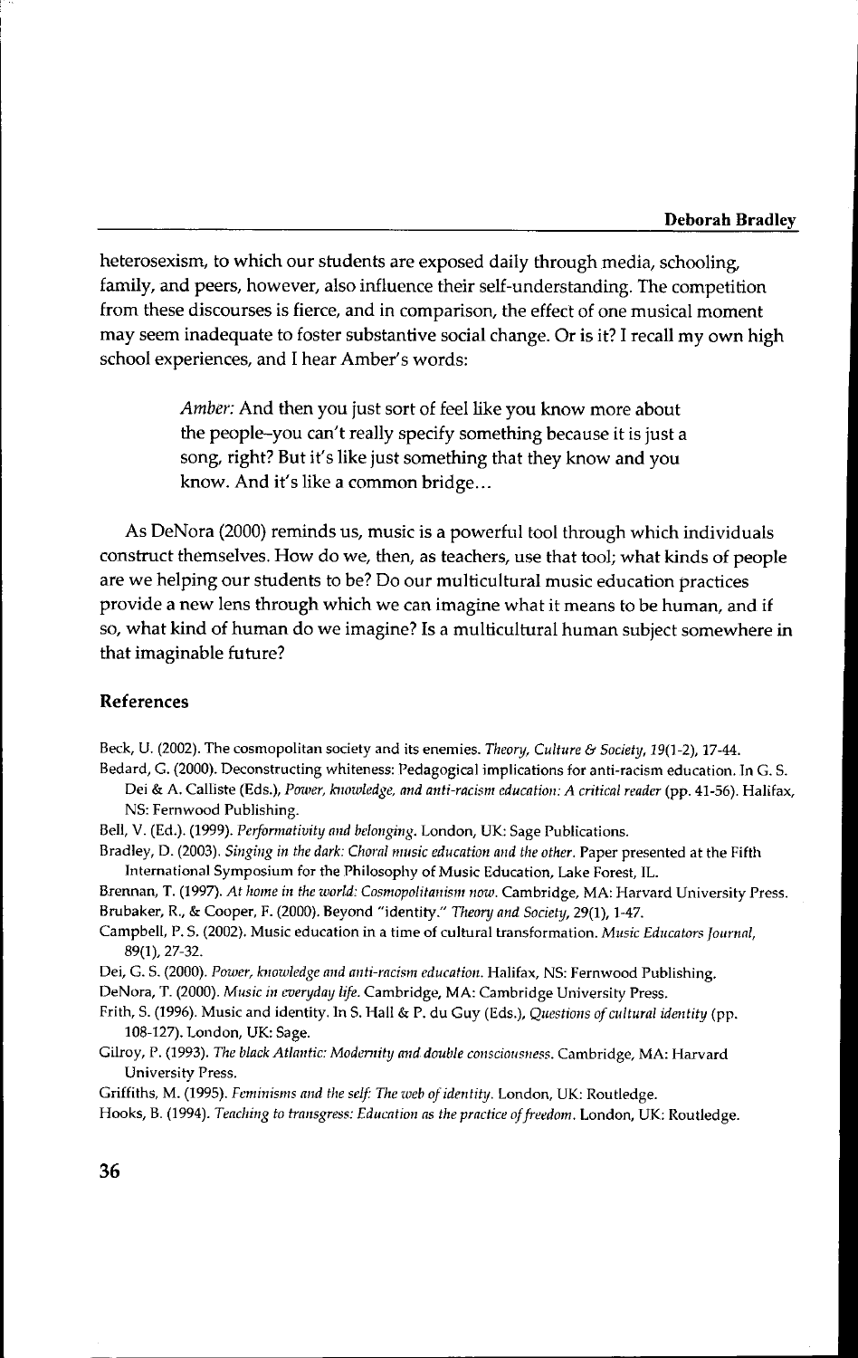heterosexism, to which our students are exposed daily through media, schooling, family, and peers, however, also influence their self-understanding. The competition from these discourses is fierce, and in comparison, the effect of one musical moment may seem inadequate to foster substantive social change. Or is it? I recall my own high school experiences, and I hear Amber's words:

> *Amber:* And then you just sort of feel like you know more about the people–you can't really specify something because it is just a song, right? But it's like just something that they know and you know. And it's like a common bridge…

As DeNora (2000) reminds us, music is a powerful tool through which individuals construct themselves. How do we, then, as teachers, use that tool; what kinds of people are we helping our students to be? Do our multicultural music education practices provide a new lens through which we can imagine what it means to be human, and if so, what kind of human do we imagine? Is a multicultural human subject somewhere in that imaginable future?

## References

Beck, U. (2002). The cosmopolitan society and its enemies. *Theory, Culture & Society, 19*(1-2), 17-44.

Bedard, G. (2000). Deconstructing whiteness: Pedagogical implications for anti-racism education. In G. S. Dei & A. Calliste (Eds.), *Power, knowledge, and anti-racism education: A critical reader* (pp. 41-56). Halifax, NS: Fernwood Publishing.

Bell, V. (Ed.). (1999). *Performativity and belonging*. London, UK: Sage Publications.

Bradley, D. (2003). *Singing in the dark: Choral music education and the other*. Paper presented at the Fifth International Symposium for the Philosophy of Music Education, Lake Forest, IL.

Brennan, T. (1997). *At home in the world: Cosmopolitanism now*. Cambridge, MA: Harvard University Press.

Brubaker, R., & Cooper, F. (2000). Beyond "identity." *Theory and Society, 29*(1), 1-47.

Campbell, P. S. (2002). Music education in a time of cultural transformation. *Music Educators Journal, 89*(1), 27-32.

Dei, G. S. (2000). *Power, knowledge and anti-racism education*. Halifax, NS: Fernwood Publishing.

DeNora, T. (2000). *Music in everyday life*. Cambridge, MA: Cambridge University Press.

Frith, S. (1996). Music and identity. In S. Hall & P. du Guy (Eds.), *Questions of cultural identity* (pp. 108-127). London, UK: Sage.

Gilroy, P. (1993). *The black Atlantic: Modernity and double consciousness*. Cambridge, MA: Harvard University Press.

Griffiths, M. (1995). *Feminisms and the self: The web of identity*. London, UK: Routledge.

Hooks, B. (1994). *Teaching to transgress: Education as the practice of freedom*. London, UK: Routledge.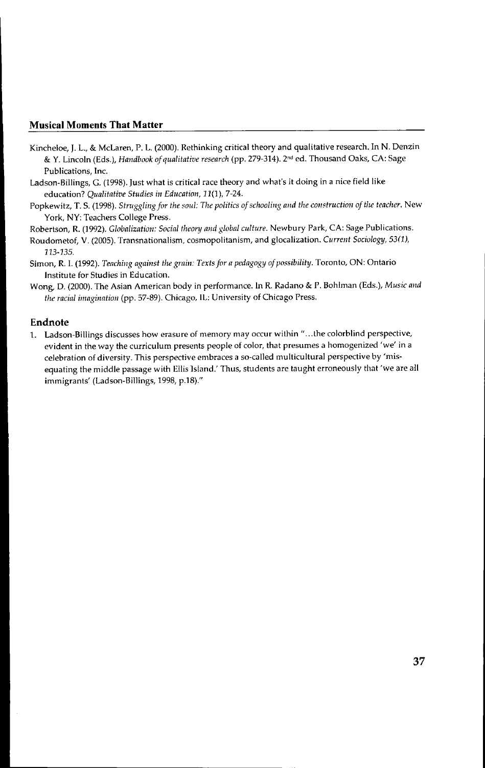Kincheloe, J. L., & McLaren, P. L. (2000). Rethinking critical theory and qualitative research. In N. Denzin & Y. Lincoln (Eds.), *Handbook of qualitative research* (pp. 279-314). 2nd ed. Thousand Oaks, CA: Sage Publications, Inc.

Ladson-Billings, G. (1998). Just what is critical race theory and what's it doing in a nice field like education? *Qualitative Studies in Education, 11*(1), 7-24.

Popkewitz, T. S. (1998). *Struggling for the soul: The politics of schooling and the construction of the teacher.* New York, NY: Teachers College Press.

Robertson, R. (1992). *Globalization: Social theory and global culture.* Newbury Park, CA: Sage Publications.

Roudometof, V. (2005). Transnationalism, cosmopolitanism, and glocalization. *Current Sociology, 53(1),* 113-135.

Simon, R. I. (1992). *Teaching against the grain: Texts for a pedagogy of possibility.* Toronto, ON: Ontario Institute for Studies in Education.

Wong, D. (2000). The Asian American body in performance. In R. Radano & P. Bohlman (Eds.), *Music and the racial imagination* (pp. 57-89). Chicago, IL: University of Chicago Press.

## Endnote

1. Ladson-Billings discusses how erasure of memory may occur within "...the colorblind perspective, evident in the way the curriculum presents people of color, that presumes a homogenized 'we' in a celebration of diversity. This perspective embraces a so-called multicultural perspective by 'mis-equating the middle passage with Ellis Island.' Thus, students are taught erroneously that 'we are all immigrants' (Ladson-Billings, 1998, p.18)."